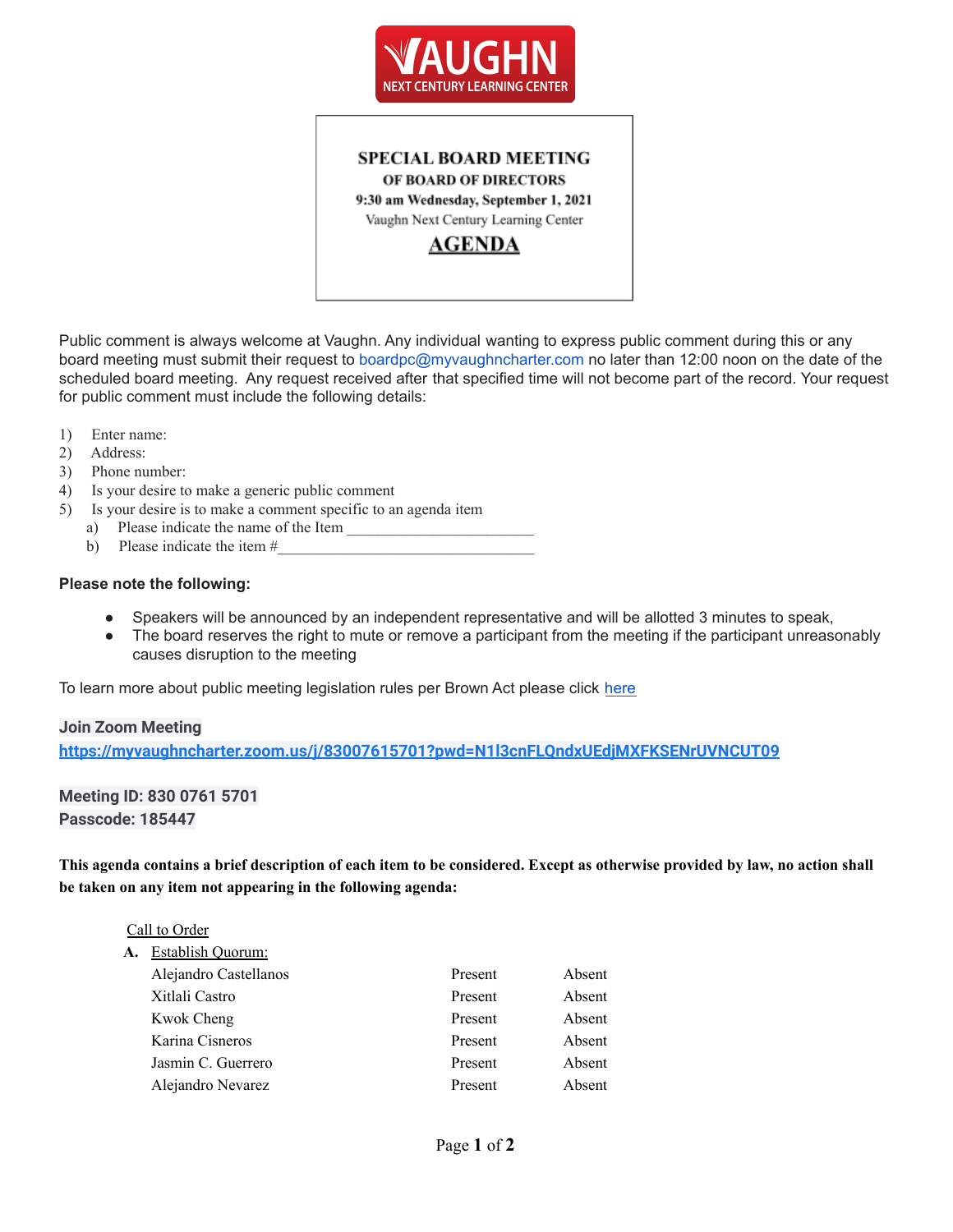# SPECIAL BOARD MEETING

## OF BOARD OF DIRECTORS

**9:30 am Wednesday, September 1, 2021**

Vaughn Next Century Learning Center

## AGENDA

Public comment is always welcome at Vaughn. Any individual wanting to express public comment during this or any board meeting must submit their request to boardpc@myvaughncharter.com no later than 12:00 noon on the date of the scheduled board meeting. Any request received after that specified time will not become part of the record. Your request for public comment must include the following details:

1) Enter name:
2) Address:
3) Phone number:
4) Is your desire to make a generic public comment
5) Is your desire is to make a comment specific to an agenda item
   a) Please indicate the name of the Item ________________________
   b) Please indicate the item #________________________________

**Please note the following:**

- Speakers will be announced by an independent representative and will be allotted 3 minutes to speak,
- The board reserves the right to mute or remove a participant from the meeting if the participant unreasonably causes disruption to the meeting

To learn more about public meeting legislation rules per Brown Act please click here

**Join Zoom Meeting**

**https://myvaughncharter.zoom.us/j/83007615701?pwd=N1l3cnFLQndxUEdjMXFKSENrUVNCUT09**

**Meeting ID: 830 0761 5701**

**Passcode: 185447**

**This agenda contains a brief description of each item to be considered. Except as otherwise provided by law, no action shall be taken on any item not appearing in the following agenda:**

Call to Order

**A.** Establish Quorum:

| | | |
|---|---|---|
| Alejandro Castellanos | Present | Absent |
| Xitlali Castro | Present | Absent |
| Kwok Cheng | Present | Absent |
| Karina Cisneros | Present | Absent |
| Jasmin C. Guerrero | Present | Absent |
| Alejandro Nevarez | Present | Absent |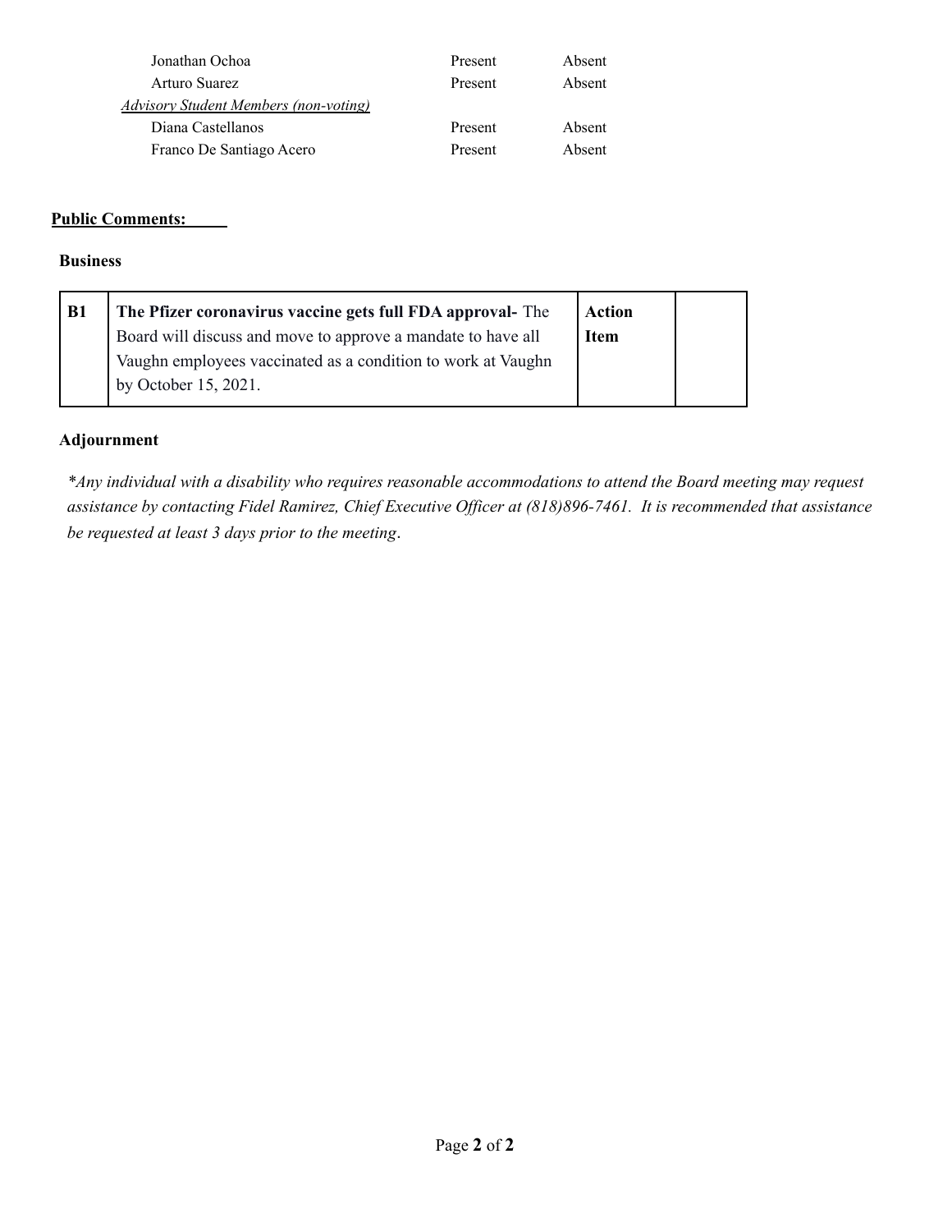| | | |
|---|---|---|
| Jonathan Ochoa | Present | Absent |
| Arturo Suarez | Present | Absent |
| *Advisory Student Members (non-voting)* | | |
| Diana Castellanos | Present | Absent |
| Franco De Santiago Acero | Present | Absent |

**Public Comments:**

**Business**

| | | | |
|---|---|---|---|
| **B1** | **The Pfizer coronavirus vaccine gets full FDA approval-** The Board will discuss and move to approve a mandate to have all Vaughn employees vaccinated as a condition to work at Vaughn by October 15, 2021. | **Action Item** | |

**Adjournment**

*\*Any individual with a disability who requires reasonable accommodations to attend the Board meeting may request assistance by contacting Fidel Ramirez, Chief Executive Officer at (818)896-7461. It is recommended that assistance be requested at least 3 days prior to the meeting.*